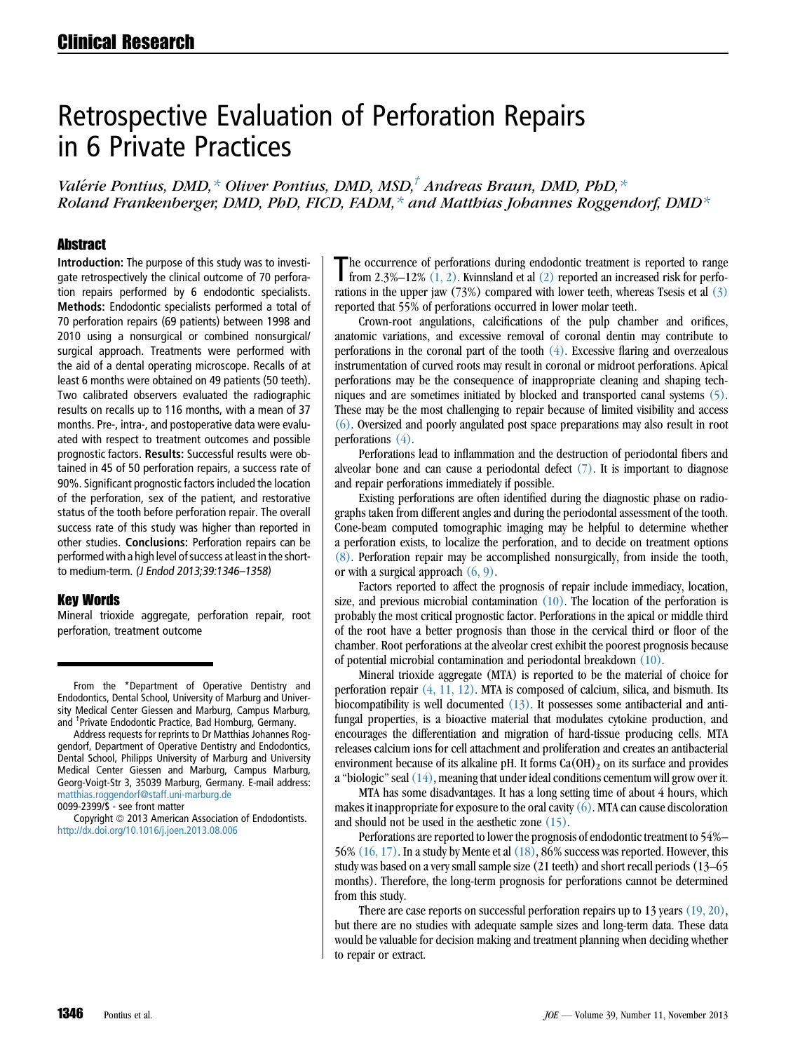Clinical Research

# Retrospective Evaluation of Perforation Repairs in 6 Private Practices

*Valérie Pontius, DMD,[*] Oliver Pontius, DMD, MSD,[†] Andreas Braun, DMD, PhD,[*] Roland Frankenberger, DMD, PhD, FICD, FADM,[*] and Matthias Johannes Roggendorf, DMD[*]*

## Abstract

**Introduction:** The purpose of this study was to investigate retrospectively the clinical outcome of 70 perforation repairs performed by 6 endodontic specialists. **Methods:** Endodontic specialists performed a total of 70 perforation repairs (69 patients) between 1998 and 2010 using a nonsurgical or combined nonsurgical/surgical approach. Treatments were performed with the aid of a dental operating microscope. Recalls of at least 6 months were obtained on 49 patients (50 teeth). Two calibrated observers evaluated the radiographic results on recalls up to 116 months, with a mean of 37 months. Pre-, intra-, and postoperative data were evaluated with respect to treatment outcomes and possible prognostic factors. **Results:** Successful results were obtained in 45 of 50 perforation repairs, a success rate of 90%. Significant prognostic factors included the location of the perforation, sex of the patient, and restorative status of the tooth before perforation repair. The overall success rate of this study was higher than reported in other studies. **Conclusions:** Perforation repairs can be performed with a high level of success at least in the short- to medium-term. *(J Endod 2013;39:1346–1358)*

## Key Words

Mineral trioxide aggregate, perforation repair, root perforation, treatment outcome

From the *Department of Operative Dentistry and Endodontics, Dental School, University of Marburg and University Medical Center Giessen and Marburg, Campus Marburg, and †Private Endodontic Practice, Bad Homburg, Germany.

Address requests for reprints to Dr Matthias Johannes Roggendorf, Department of Operative Dentistry and Endodontics, Dental School, Philipps University of Marburg and University Medical Center Giessen and Marburg, Campus Marburg, Georg-Voigt-Str 3, 35039 Marburg, Germany. E-mail address: matthias.roggendorf@staff.uni-marburg.de

0099-2399/$ - see front matter

Copyright © 2013 American Association of Endodontists.
http://dx.doi.org/10.1016/j.joen.2013.08.006

The occurrence of perforations during endodontic treatment is reported to range from 2.3%–12% (1, 2). Kvinnsland et al (2) reported an increased risk for perforations in the upper jaw (73%) compared with lower teeth, whereas Tsesis et al (3) reported that 55% of perforations occurred in lower molar teeth.

Crown-root angulations, calcifications of the pulp chamber and orifices, anatomic variations, and excessive removal of coronal dentin may contribute to perforations in the coronal part of the tooth (4). Excessive flaring and overzealous instrumentation of curved roots may result in coronal or midroot perforations. Apical perforations may be the consequence of inappropriate cleaning and shaping techniques and are sometimes initiated by blocked and transported canal systems (5). These may be the most challenging to repair because of limited visibility and access (6). Oversized and poorly angulated post space preparations may also result in root perforations (4).

Perforations lead to inflammation and the destruction of periodontal fibers and alveolar bone and can cause a periodontal defect (7). It is important to diagnose and repair perforations immediately if possible.

Existing perforations are often identified during the diagnostic phase on radiographs taken from different angles and during the periodontal assessment of the tooth. Cone-beam computed tomographic imaging may be helpful to determine whether a perforation exists, to localize the perforation, and to decide on treatment options (8). Perforation repair may be accomplished nonsurgically, from inside the tooth, or with a surgical approach (6, 9).

Factors reported to affect the prognosis of repair include immediacy, location, size, and previous microbial contamination (10). The location of the perforation is probably the most critical prognostic factor. Perforations in the apical or middle third of the root have a better prognosis than those in the cervical third or floor of the chamber. Root perforations at the alveolar crest exhibit the poorest prognosis because of potential microbial contamination and periodontal breakdown (10).

Mineral trioxide aggregate (MTA) is reported to be the material of choice for perforation repair (4, 11, 12). MTA is composed of calcium, silica, and bismuth. Its biocompatibility is well documented (13). It possesses some antibacterial and antifungal properties, is a bioactive material that modulates cytokine production, and encourages the differentiation and migration of hard-tissue producing cells. MTA releases calcium ions for cell attachment and proliferation and creates an antibacterial environment because of its alkaline pH. It forms $Ca(OH)_2$ on its surface and provides a "biologic" seal (14), meaning that under ideal conditions cementum will grow over it.

MTA has some disadvantages. It has a long setting time of about 4 hours, which makes it inappropriate for exposure to the oral cavity (6). MTA can cause discoloration and should not be used in the aesthetic zone (15).

Perforations are reported to lower the prognosis of endodontic treatment to 54%–56% (16, 17). In a study by Mente et al (18), 86% success was reported. However, this study was based on a very small sample size (21 teeth) and short recall periods (13–65 months). Therefore, the long-term prognosis for perforations cannot be determined from this study.

There are case reports on successful perforation repairs up to 13 years (19, 20), but there are no studies with adequate sample sizes and long-term data. These data would be valuable for decision making and treatment planning when deciding whether to repair or extract.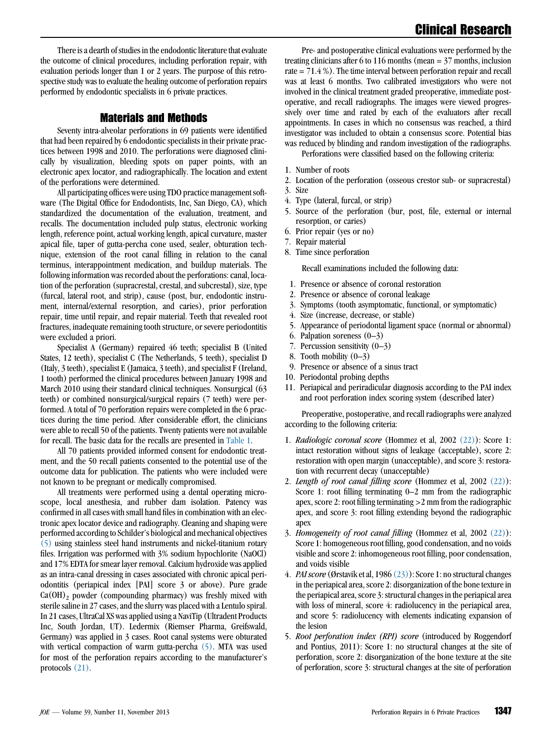There is a dearth of studies in the endodontic literature that evaluate the outcome of clinical procedures, including perforation repair, with evaluation periods longer than 1 or 2 years. The purpose of this retrospective study was to evaluate the healing outcome of perforation repairs performed by endodontic specialists in 6 private practices.

## Materials and Methods

Seventy intra-alveolar perforations in 69 patients were identified that had been repaired by 6 endodontic specialists in their private practices between 1998 and 2010. The perforations were diagnosed clinically by visualization, bleeding spots on paper points, with an electronic apex locator, and radiographically. The location and extent of the perforations were determined.

All participating offices were using TDO practice management software (The Digital Office for Endodontists, Inc, San Diego, CA), which standardized the documentation of the evaluation, treatment, and recalls. The documentation included pulp status, electronic working length, reference point, actual working length, apical curvature, master apical file, taper of gutta-percha cone used, sealer, obturation technique, extension of the root canal filling in relation to the canal terminus, interappointment medication, and buildup materials. The following information was recorded about the perforations: canal, location of the perforation (supracrestal, crestal, and subcrestal), size, type (furcal, lateral root, and strip), cause (post, bur, endodontic instrument, internal/external resorption, and caries), prior perforation repair, time until repair, and repair material. Teeth that revealed root fractures, inadequate remaining tooth structure, or severe periodontitis were excluded a priori.

Specialist A (Germany) repaired 46 teeth; specialist B (United States, 12 teeth), specialist C (The Netherlands, 5 teeth), specialist D (Italy, 3 teeth), specialist E (Jamaica, 3 teeth), and specialist F (Ireland, 1 tooth) performed the clinical procedures between January 1998 and March 2010 using their standard clinical techniques. Nonsurgical (63 teeth) or combined nonsurgical/surgical repairs (7 teeth) were performed. A total of 70 perforation repairs were completed in the 6 practices during the time period. After considerable effort, the clinicians were able to recall 50 of the patients. Twenty patients were not available for recall. The basic data for the recalls are presented in Table 1.

All 70 patients provided informed consent for endodontic treatment, and the 50 recall patients consented to the potential use of the outcome data for publication. The patients who were included were not known to be pregnant or medically compromised.

All treatments were performed using a dental operating microscope, local anesthesia, and rubber dam isolation. Patency was confirmed in all cases with small hand files in combination with an electronic apex locator device and radiography. Cleaning and shaping were performed according to Schilder's biological and mechanical objectives (5) using stainless steel hand instruments and nickel-titanium rotary files. Irrigation was performed with 3% sodium hypochlorite (NaOCl) and 17% EDTA for smear layer removal. Calcium hydroxide was applied as an intra-canal dressing in cases associated with chronic apical periodontitis (periapical index [PAI] score 3 or above). Pure grade $Ca(OH)_2$ powder (compounding pharmacy) was freshly mixed with sterile saline in 27 cases, and the slurry was placed with a Lentulo spiral. In 21 cases, UltraCal XS was applied using a NaviTip (Ultradent Products Inc, South Jordan, UT). Ledermix (Riemser Pharma, Greifswald, Germany) was applied in 3 cases. Root canal systems were obturated with vertical compaction of warm gutta-percha (5). MTA was used for most of the perforation repairs according to the manufacturer's protocols (21).

Pre- and postoperative clinical evaluations were performed by the treating clinicians after 6 to 116 months (mean = 37 months, inclusion rate = 71.4 %). The time interval between perforation repair and recall was at least 6 months. Two calibrated investigators who were not involved in the clinical treatment graded preoperative, immediate postoperative, and recall radiographs. The images were viewed progressively over time and rated by each of the evaluators after recall appointments. In cases in which no consensus was reached, a third investigator was included to obtain a consensus score. Potential bias was reduced by blinding and random investigation of the radiographs.

Perforations were classified based on the following criteria:

1. Number of roots
2. Location of the perforation (osseous crest or sub- or supracrestal)
3. Size
4. Type (lateral, furcal, or strip)
5. Source of the perforation (bur, post, file, external or internal resorption, or caries)
6. Prior repair (yes or no)
7. Repair material
8. Time since perforation

Recall examinations included the following data:

1. Presence or absence of coronal restoration
2. Presence or absence of coronal leakage
3. Symptoms (tooth asymptomatic, functional, or symptomatic)
4. Size (increase, decrease, or stable)
5. Appearance of periodontal ligament space (normal or abnormal)
6. Palpation soreness (0–3)
7. Percussion sensitivity (0–3)
8. Tooth mobility (0–3)
9. Presence or absence of a sinus tract
10. Periodontal probing depths
11. Periapical and periradicular diagnosis according to the PAI index and root perforation index scoring system (described later)

Preoperative, postoperative, and recall radiographs were analyzed according to the following criteria:

1. *Radiologic coronal score* (Hommez et al, 2002 (22)): Score 1: intact restoration without signs of leakage (acceptable), score 2: restoration with open margin (unacceptable), and score 3: restoration with recurrent decay (unacceptable)
2. *Length of root canal filling score* (Hommez et al, 2002 (22)): Score 1: root filling terminating 0–2 mm from the radiographic apex, score 2: root filling terminating >2 mm from the radiographic apex, and score 3: root filling extending beyond the radiographic apex
3. *Homogeneity of root canal filling* (Hommez et al, 2002 (22)): Score 1: homogeneous root filling, good condensation, and no voids visible and score 2: inhomogeneous root filling, poor condensation, and voids visible
4. *PAI score* (Ørstavik et al, 1986 (23)): Score 1: no structural changes in the periapical area, score 2: disorganization of the bone texture in the periapical area, score 3: structural changes in the periapical area with loss of mineral, score 4: radiolucency in the periapical area, and score 5: radiolucency with elements indicating expansion of the lesion
5. *Root perforation index (RPI) score* (introduced by Roggendorf and Pontius, 2011): Score 1: no structural changes at the site of perforation, score 2: disorganization of the bone texture at the site of perforation, score 3: structural changes at the site of perforation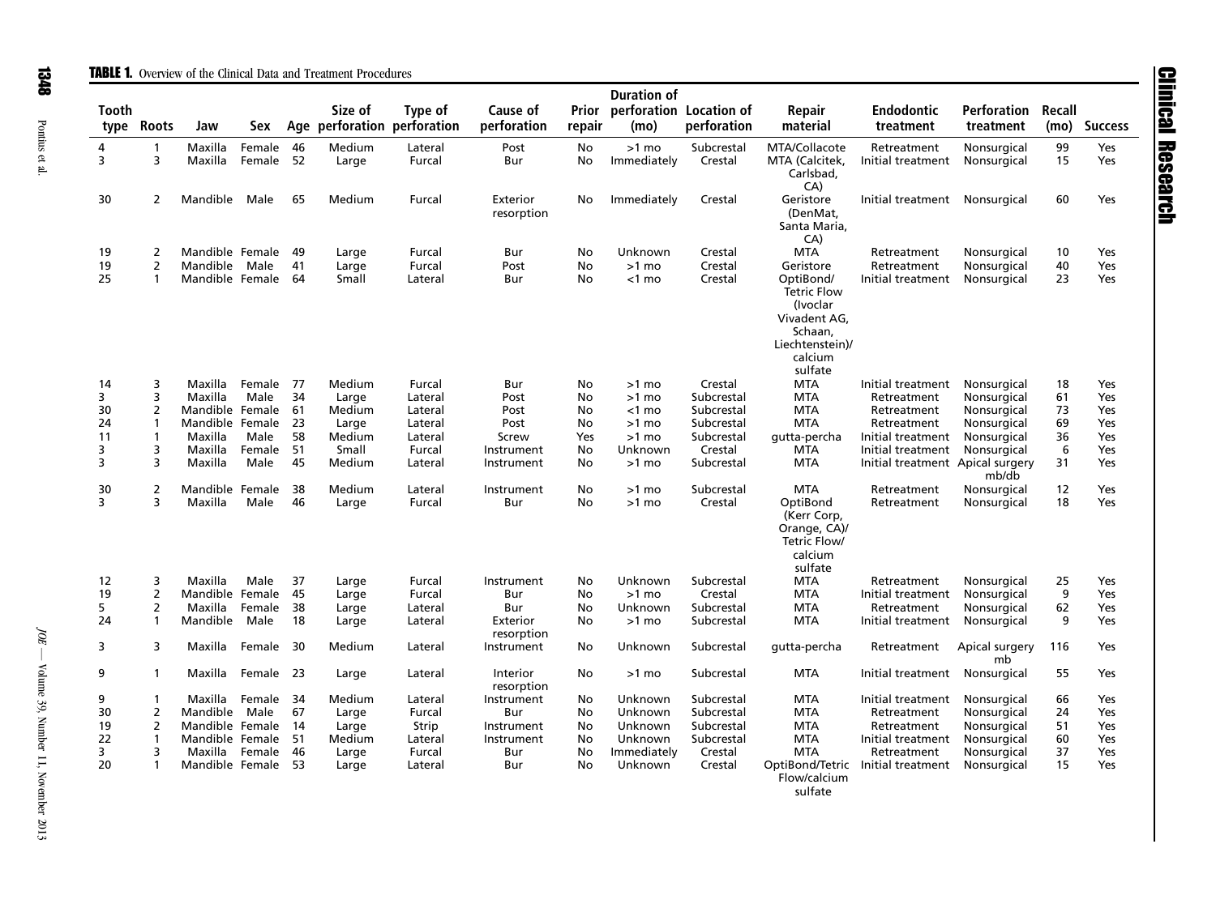**TABLE 1.** Overview of the Clinical Data and Treatment Procedures

| Tooth type | Roots | Jaw | Sex | Age | Size of perforation | Type of perforation | Cause of perforation | Prior repair | Duration of perforation (mo) | Location of perforation | Repair material | Endodontic treatment | Perforation treatment | Recall (mo) | Success |
|---|---|---|---|---|---|---|---|---|---|---|---|---|---|---|---|
| 4 | 1 | Maxilla | Female | 46 | Medium | Lateral | Post | No | >1 mo | Subcrestal | MTA/Collacote | Retreatment | Nonsurgical | 99 | Yes |
| 3 | 3 | Maxilla | Female | 52 | Large | Furcal | Bur | No | Immediately | Crestal | MTA (Calcitek, Carlsbad, CA) | Initial treatment | Nonsurgical | 15 | Yes |
| 30 | 2 | Mandible | Male | 65 | Medium | Furcal | Exterior resorption | No | Immediately | Crestal | Geristore (DenMat, Santa Maria, CA) | Initial treatment | Nonsurgical | 60 | Yes |
| 19 | 2 | Mandible | Female | 49 | Large | Furcal | Bur | No | Unknown | Crestal | MTA | Retreatment | Nonsurgical | 10 | Yes |
| 19 | 2 | Mandible | Male | 41 | Large | Furcal | Post | No | >1 mo | Crestal | Geristore | Retreatment | Nonsurgical | 40 | Yes |
| 25 | 1 | Mandible | Female | 64 | Small | Lateral | Bur | No | <1 mo | Crestal | OptiBond/ Tetric Flow (Ivoclar Vivadent AG, Schaan, Liechtenstein)/ calcium sulfate | Initial treatment | Nonsurgical | 23 | Yes |
| 14 | 3 | Maxilla | Female | 77 | Medium | Furcal | Bur | No | >1 mo | Crestal | MTA | Initial treatment | Nonsurgical | 18 | Yes |
| 3 | 3 | Maxilla | Male | 34 | Large | Lateral | Post | No | >1 mo | Subcrestal | MTA | Retreatment | Nonsurgical | 61 | Yes |
| 30 | 2 | Mandible | Female | 61 | Medium | Lateral | Post | No | <1 mo | Subcrestal | MTA | Retreatment | Nonsurgical | 73 | Yes |
| 24 | 1 | Mandible | Female | 23 | Large | Lateral | Post | No | >1 mo | Subcrestal | MTA | Retreatment | Nonsurgical | 69 | Yes |
| 11 | 1 | Maxilla | Male | 58 | Medium | Lateral | Screw | Yes | >1 mo | Subcrestal | gutta-percha | Initial treatment | Nonsurgical | 36 | Yes |
| 3 | 3 | Maxilla | Female | 51 | Small | Furcal | Instrument | No | Unknown | Crestal | MTA | Initial treatment | Nonsurgical | 6 | Yes |
| 3 | 3 | Maxilla | Male | 45 | Medium | Lateral | Instrument | No | >1 mo | Subcrestal | MTA | Initial treatment | Apical surgery mb/db | 31 | Yes |
| 30 | 2 | Mandible | Female | 38 | Medium | Lateral | Instrument | No | >1 mo | Subcrestal | MTA | Retreatment | Nonsurgical | 12 | Yes |
| 3 | 3 | Maxilla | Male | 46 | Large | Furcal | Bur | No | >1 mo | Crestal | OptiBond (Kerr Corp, Orange, CA)/ Tetric Flow/ calcium sulfate | Retreatment | Nonsurgical | 18 | Yes |
| 12 | 3 | Maxilla | Male | 37 | Large | Furcal | Instrument | No | Unknown | Subcrestal | MTA | Retreatment | Nonsurgical | 25 | Yes |
| 19 | 2 | Mandible | Female | 45 | Large | Furcal | Bur | No | >1 mo | Crestal | MTA | Initial treatment | Nonsurgical | 9 | Yes |
| 5 | 2 | Maxilla | Female | 38 | Large | Lateral | Bur | No | Unknown | Subcrestal | MTA | Retreatment | Nonsurgical | 62 | Yes |
| 24 | 1 | Mandible | Male | 18 | Large | Lateral | Exterior resorption | No | >1 mo | Subcrestal | MTA | Initial treatment | Nonsurgical | 9 | Yes |
| 3 | 3 | Maxilla | Female | 30 | Medium | Lateral | Instrument | No | Unknown | Subcrestal | gutta-percha | Retreatment | Apical surgery mb | 116 | Yes |
| 9 | 1 | Maxilla | Female | 23 | Large | Lateral | Interior resorption | No | >1 mo | Subcrestal | MTA | Initial treatment | Nonsurgical | 55 | Yes |
| 9 | 1 | Maxilla | Female | 34 | Medium | Lateral | Instrument | No | Unknown | Subcrestal | MTA | Initial treatment | Nonsurgical | 66 | Yes |
| 30 | 2 | Mandible | Male | 67 | Large | Furcal | Bur | No | Unknown | Subcrestal | MTA | Retreatment | Nonsurgical | 24 | Yes |
| 19 | 2 | Mandible | Female | 14 | Large | Strip | Instrument | No | Unknown | Subcrestal | MTA | Retreatment | Nonsurgical | 51 | Yes |
| 22 | 1 | Mandible | Female | 51 | Medium | Lateral | Instrument | No | Unknown | Subcrestal | MTA | Initial treatment | Nonsurgical | 60 | Yes |
| 3 | 3 | Maxilla | Female | 46 | Large | Furcal | Bur | No | Immediately | Crestal | MTA | Retreatment | Nonsurgical | 37 | Yes |
| 20 | 1 | Mandible | Female | 53 | Large | Lateral | Bur | No | Unknown | Crestal | OptiBond/Tetric Flow/calcium sulfate | Initial treatment | Nonsurgical | 15 | Yes |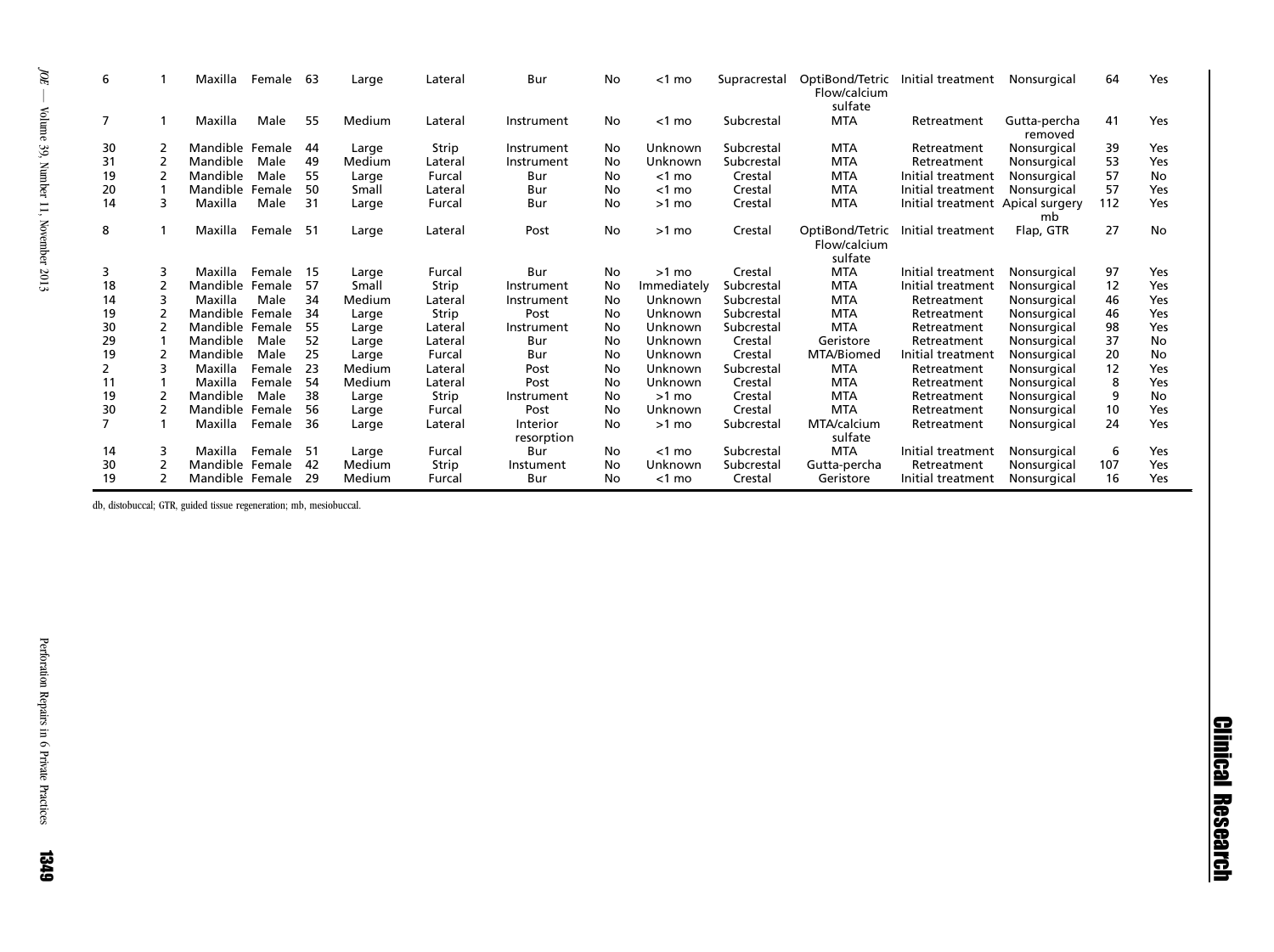| | | | | | | | | | | | | | | | |
|---|---|---|---|---|---|---|---|---|---|---|---|---|---|---|---|
| 6 | 1 | Maxilla | Female | 63 | Large | Lateral | Bur | No | <1 mo | Supracrestal | OptiBond/Tetric Flow/calcium sulfate | Initial treatment | Nonsurgical | 64 | Yes |
| 7 | 1 | Maxilla | Male | 55 | Medium | Lateral | Instrument | No | <1 mo | Subcrestal | MTA | Retreatment | Gutta-percha removed | 41 | Yes |
| 30 | 2 | Mandible | Female | 44 | Large | Strip | Instrument | No | Unknown | Subcrestal | MTA | Retreatment | Nonsurgical | 39 | Yes |
| 31 | 2 | Mandible | Male | 49 | Medium | Lateral | Instrument | No | Unknown | Subcrestal | MTA | Retreatment | Nonsurgical | 53 | Yes |
| 19 | 2 | Mandible | Male | 55 | Large | Furcal | Bur | No | <1 mo | Crestal | MTA | Initial treatment | Nonsurgical | 57 | No |
| 20 | 1 | Mandible | Female | 50 | Small | Lateral | Bur | No | <1 mo | Crestal | MTA | Initial treatment | Nonsurgical | 57 | Yes |
| 14 | 3 | Maxilla | Male | 31 | Large | Furcal | Bur | No | >1 mo | Crestal | MTA | Initial treatment | Apical surgery mb | 112 | Yes |
| 8 | 1 | Maxilla | Female | 51 | Large | Lateral | Post | No | >1 mo | Crestal | OptiBond/Tetric Flow/calcium sulfate | Initial treatment | Flap, GTR | 27 | No |
| 3 | 3 | Maxilla | Female | 15 | Large | Furcal | Bur | No | >1 mo | Crestal | MTA | Initial treatment | Nonsurgical | 97 | Yes |
| 18 | 2 | Mandible | Female | 57 | Small | Strip | Instrument | No | Immediately | Subcrestal | MTA | Initial treatment | Nonsurgical | 12 | Yes |
| 14 | 3 | Maxilla | Male | 34 | Medium | Lateral | Instrument | No | Unknown | Subcrestal | MTA | Retreatment | Nonsurgical | 46 | Yes |
| 19 | 2 | Mandible | Female | 34 | Large | Strip | Post | No | Unknown | Subcrestal | MTA | Retreatment | Nonsurgical | 46 | Yes |
| 30 | 2 | Mandible | Female | 55 | Large | Lateral | Instrument | No | Unknown | Subcrestal | MTA | Retreatment | Nonsurgical | 98 | Yes |
| 29 | 1 | Mandible | Male | 52 | Large | Lateral | Bur | No | Unknown | Crestal | Geristore | Retreatment | Nonsurgical | 37 | No |
| 19 | 2 | Mandible | Male | 25 | Large | Furcal | Bur | No | Unknown | Crestal | MTA/Biomed | Initial treatment | Nonsurgical | 20 | No |
| 2 | 3 | Maxilla | Female | 23 | Medium | Lateral | Post | No | Unknown | Subcrestal | MTA | Retreatment | Nonsurgical | 12 | Yes |
| 11 | 1 | Maxilla | Female | 54 | Medium | Lateral | Post | No | Unknown | Crestal | MTA | Retreatment | Nonsurgical | 8 | Yes |
| 19 | 2 | Mandible | Male | 38 | Large | Strip | Instrument | No | >1 mo | Crestal | MTA | Retreatment | Nonsurgical | 9 | No |
| 30 | 2 | Mandible | Female | 56 | Large | Furcal | Post | No | Unknown | Crestal | MTA | Retreatment | Nonsurgical | 10 | Yes |
| 7 | 1 | Maxilla | Female | 36 | Large | Lateral | Interior resorption | No | >1 mo | Subcrestal | MTA/calcium sulfate | Retreatment | Nonsurgical | 24 | Yes |
| 14 | 3 | Maxilla | Female | 51 | Large | Furcal | Bur | No | <1 mo | Subcrestal | MTA | Initial treatment | Nonsurgical | 6 | Yes |
| 30 | 2 | Mandible | Female | 42 | Medium | Strip | Instument | No | Unknown | Subcrestal | Gutta-percha | Retreatment | Nonsurgical | 107 | Yes |
| 19 | 2 | Mandible | Female | 29 | Medium | Furcal | Bur | No | <1 mo | Crestal | Geristore | Initial treatment | Nonsurgical | 16 | Yes |

db, distobuccal; GTR, guided tissue regeneration; mb, mesiobuccal.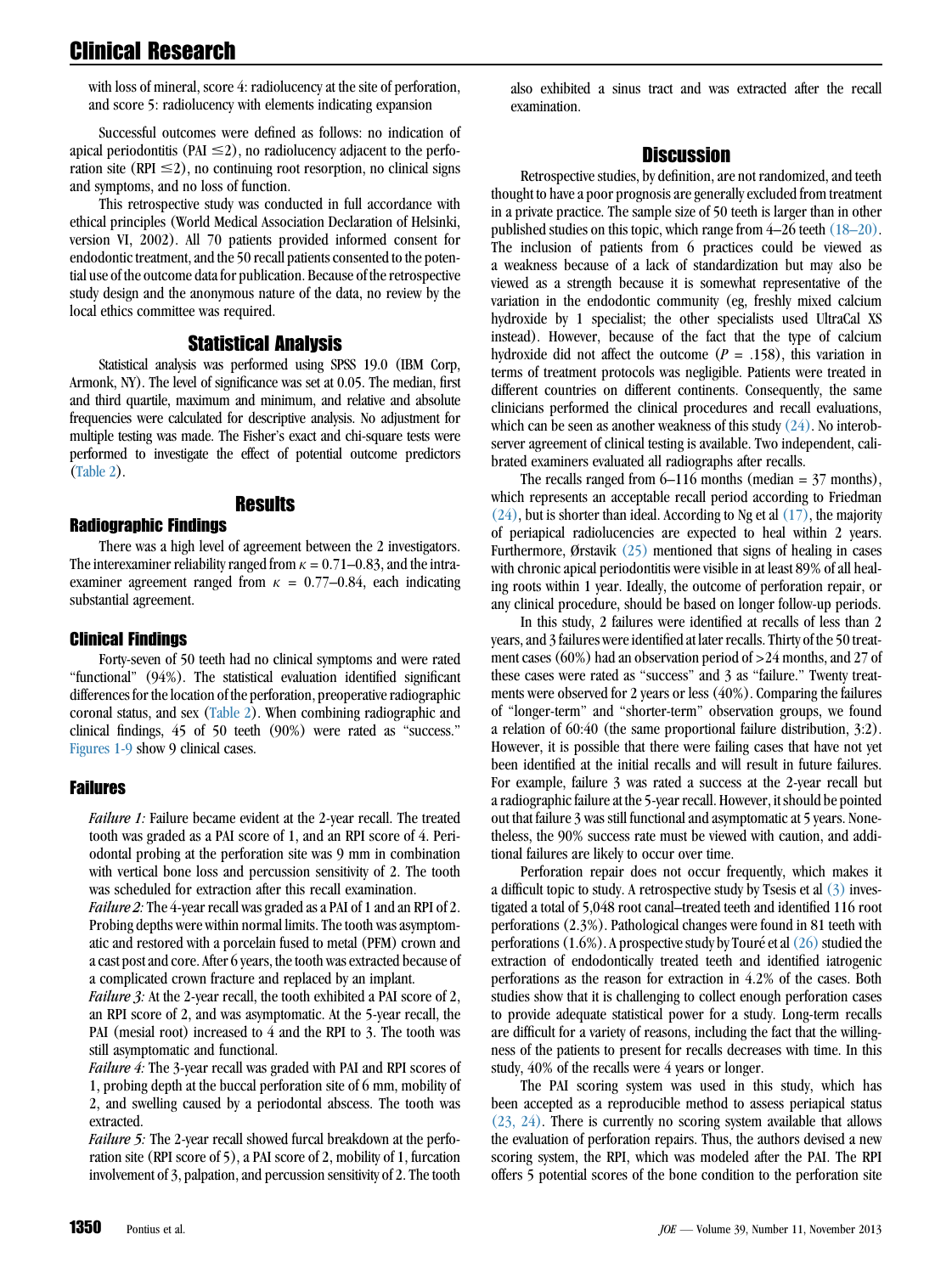with loss of mineral, score 4: radiolucency at the site of perforation, and score 5: radiolucency with elements indicating expansion

Successful outcomes were defined as follows: no indication of apical periodontitis (PAI ≤2), no radiolucency adjacent to the perforation site (RPI ≤2), no continuing root resorption, no clinical signs and symptoms, and no loss of function.

This retrospective study was conducted in full accordance with ethical principles (World Medical Association Declaration of Helsinki, version VI, 2002). All 70 patients provided informed consent for endodontic treatment, and the 50 recall patients consented to the potential use of the outcome data for publication. Because of the retrospective study design and the anonymous nature of the data, no review by the local ethics committee was required.

## Statistical Analysis

Statistical analysis was performed using SPSS 19.0 (IBM Corp, Armonk, NY). The level of significance was set at 0.05. The median, first and third quartile, maximum and minimum, and relative and absolute frequencies were calculated for descriptive analysis. No adjustment for multiple testing was made. The Fisher's exact and chi-square tests were performed to investigate the effect of potential outcome predictors (Table 2).

## Results

### Radiographic Findings

There was a high level of agreement between the 2 investigators. The interexaminer reliability ranged from $\kappa = 0.71–0.83$, and the intraexaminer agreement ranged from $\kappa = 0.77–0.84$, each indicating substantial agreement.

### Clinical Findings

Forty-seven of 50 teeth had no clinical symptoms and were rated "functional" (94%). The statistical evaluation identified significant differences for the location of the perforation, preoperative radiographic coronal status, and sex (Table 2). When combining radiographic and clinical findings, 45 of 50 teeth (90%) were rated as "success." Figures 1-9 show 9 clinical cases.

### Failures

*Failure 1:* Failure became evident at the 2-year recall. The treated tooth was graded as a PAI score of 1, and an RPI score of 4. Periodontal probing at the perforation site was 9 mm in combination with vertical bone loss and percussion sensitivity of 2. The tooth was scheduled for extraction after this recall examination.

*Failure 2:* The 4-year recall was graded as a PAI of 1 and an RPI of 2. Probing depths were within normal limits. The tooth was asymptomatic and restored with a porcelain fused to metal (PFM) crown and a cast post and core. After 6 years, the tooth was extracted because of a complicated crown fracture and replaced by an implant.

*Failure 3:* At the 2-year recall, the tooth exhibited a PAI score of 2, an RPI score of 2, and was asymptomatic. At the 5-year recall, the PAI (mesial root) increased to 4 and the RPI to 3. The tooth was still asymptomatic and functional.

*Failure 4:* The 3-year recall was graded with PAI and RPI scores of 1, probing depth at the buccal perforation site of 6 mm, mobility of 2, and swelling caused by a periodontal abscess. The tooth was extracted.

*Failure 5:* The 2-year recall showed furcal breakdown at the perforation site (RPI score of 5), a PAI score of 2, mobility of 1, furcation involvement of 3, palpation, and percussion sensitivity of 2. The tooth also exhibited a sinus tract and was extracted after the recall examination.

## Discussion

Retrospective studies, by definition, are not randomized, and teeth thought to have a poor prognosis are generally excluded from treatment in a private practice. The sample size of 50 teeth is larger than in other published studies on this topic, which range from 4–26 teeth (18–20). The inclusion of patients from 6 practices could be viewed as a weakness because of a lack of standardization but may also be viewed as a strength because it is somewhat representative of the variation in the endodontic community (eg, freshly mixed calcium hydroxide by 1 specialist; the other specialists used UltraCal XS instead). However, because of the fact that the type of calcium hydroxide did not affect the outcome ($P = .158$), this variation in terms of treatment protocols was negligible. Patients were treated in different countries on different continents. Consequently, the same clinicians performed the clinical procedures and recall evaluations, which can be seen as another weakness of this study (24). No interobserver agreement of clinical testing is available. Two independent, calibrated examiners evaluated all radiographs after recalls.

The recalls ranged from 6–116 months (median = 37 months), which represents an acceptable recall period according to Friedman (24), but is shorter than ideal. According to Ng et al (17), the majority of periapical radiolucencies are expected to heal within 2 years. Furthermore, Ørstavik (25) mentioned that signs of healing in cases with chronic apical periodontitis were visible in at least 89% of all healing roots within 1 year. Ideally, the outcome of perforation repair, or any clinical procedure, should be based on longer follow-up periods.

In this study, 2 failures were identified at recalls of less than 2 years, and 3 failures were identified at later recalls. Thirty of the 50 treatment cases (60%) had an observation period of >24 months, and 27 of these cases were rated as "success" and 3 as "failure." Twenty treatments were observed for 2 years or less (40%). Comparing the failures of "longer-term" and "shorter-term" observation groups, we found a relation of 60:40 (the same proportional failure distribution, 3:2). However, it is possible that there were failing cases that have not yet been identified at the initial recalls and will result in future failures. For example, failure 3 was rated a success at the 2-year recall but a radiographic failure at the 5-year recall. However, it should be pointed out that failure 3 was still functional and asymptomatic at 5 years. Nonetheless, the 90% success rate must be viewed with caution, and additional failures are likely to occur over time.

Perforation repair does not occur frequently, which makes it a difficult topic to study. A retrospective study by Tsesis et al (3) investigated a total of 5,048 root canal–treated teeth and identified 116 root perforations (2.3%). Pathological changes were found in 81 teeth with perforations (1.6%). A prospective study by Touré et al (26) studied the extraction of endodontically treated teeth and identified iatrogenic perforations as the reason for extraction in 4.2% of the cases. Both studies show that it is challenging to collect enough perforation cases to provide adequate statistical power for a study. Long-term recalls are difficult for a variety of reasons, including the fact that the willingness of the patients to present for recalls decreases with time. In this study, 40% of the recalls were 4 years or longer.

The PAI scoring system was used in this study, which has been accepted as a reproducible method to assess periapical status (23, 24). There is currently no scoring system available that allows the evaluation of perforation repairs. Thus, the authors devised a new scoring system, the RPI, which was modeled after the PAI. The RPI offers 5 potential scores of the bone condition to the perforation site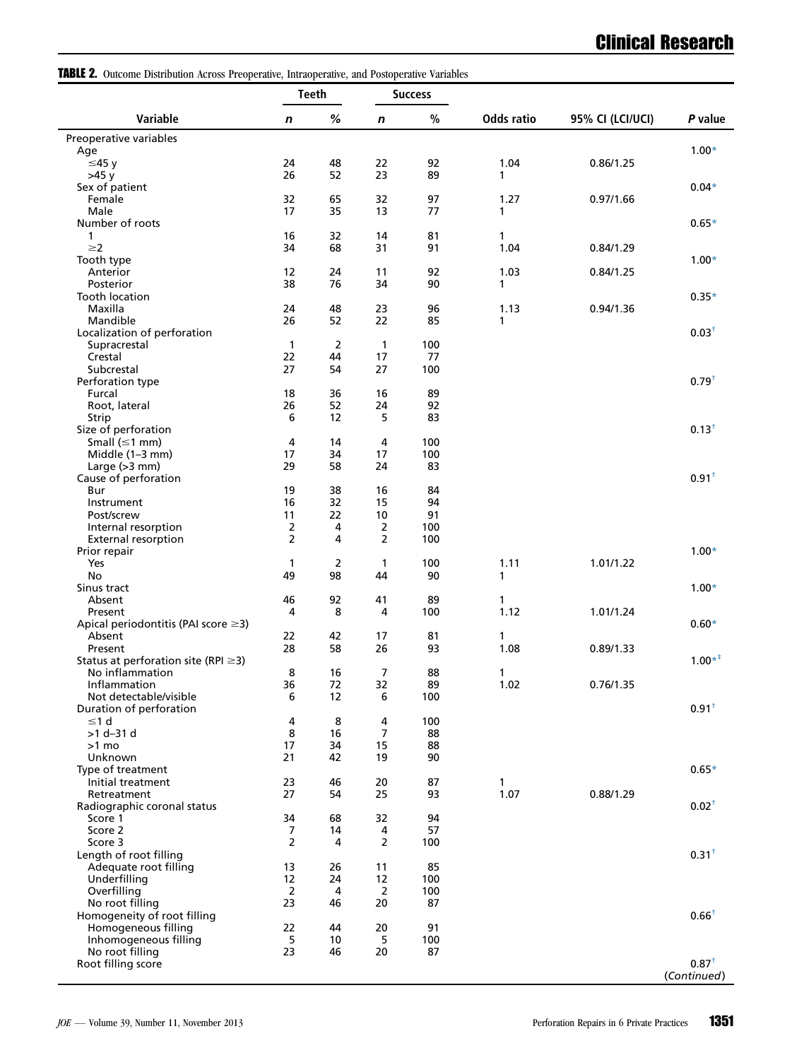**TABLE 2.** Outcome Distribution Across Preoperative, Intraoperative, and Postoperative Variables

| Variable | Teeth | | Success | | Odds ratio | 95% CI (LCI/UCI) | *P* value |
|---|---|---|---|---|---|---|---|
| | *n* | % | *n* | % | | | |
| Preoperative variables | | | | | | | |
| Age | | | | | | | 1.00* |
| ≤45 y | 24 | 48 | 22 | 92 | 1.04 | 0.86/1.25 | |
| >45 y | 26 | 52 | 23 | 89 | 1 | | |
| Sex of patient | | | | | | | 0.04* |
| Female | 32 | 65 | 32 | 97 | 1.27 | 0.97/1.66 | |
| Male | 17 | 35 | 13 | 77 | 1 | | |
| Number of roots | | | | | | | 0.65* |
| 1 | 16 | 32 | 14 | 81 | 1 | | |
| ≥2 | 34 | 68 | 31 | 91 | 1.04 | 0.84/1.29 | |
| Tooth type | | | | | | | 1.00* |
| Anterior | 12 | 24 | 11 | 92 | 1.03 | 0.84/1.25 | |
| Posterior | 38 | 76 | 34 | 90 | 1 | | |
| Tooth location | | | | | | | 0.35* |
| Maxilla | 24 | 48 | 23 | 96 | 1.13 | 0.94/1.36 | |
| Mandible | 26 | 52 | 22 | 85 | 1 | | |
| Localization of perforation | | | | | | | 0.03† |
| Supracrestal | 1 | 2 | 1 | 100 | | | |
| Crestal | 22 | 44 | 17 | 77 | | | |
| Subcrestal | 27 | 54 | 27 | 100 | | | |
| Perforation type | | | | | | | 0.79† |
| Furcal | 18 | 36 | 16 | 89 | | | |
| Root, lateral | 26 | 52 | 24 | 92 | | | |
| Strip | 6 | 12 | 5 | 83 | | | |
| Size of perforation | | | | | | | 0.13† |
| Small (≤1 mm) | 4 | 14 | 4 | 100 | | | |
| Middle (1–3 mm) | 17 | 34 | 17 | 100 | | | |
| Large (>3 mm) | 29 | 58 | 24 | 83 | | | |
| Cause of perforation | | | | | | | 0.91† |
| Bur | 19 | 38 | 16 | 84 | | | |
| Instrument | 16 | 32 | 15 | 94 | | | |
| Post/screw | 11 | 22 | 10 | 91 | | | |
| Internal resorption | 2 | 4 | 2 | 100 | | | |
| External resorption | 2 | 4 | 2 | 100 | | | |
| Prior repair | | | | | | | 1.00* |
| Yes | 1 | 2 | 1 | 100 | 1.11 | 1.01/1.22 | |
| No | 49 | 98 | 44 | 90 | 1 | | |
| Sinus tract | | | | | | | 1.00* |
| Absent | 46 | 92 | 41 | 89 | 1 | | |
| Present | 4 | 8 | 4 | 100 | 1.12 | 1.01/1.24 | |
| Apical periodontitis (PAI score ≥3) | | | | | | | 0.60* |
| Absent | 22 | 42 | 17 | 81 | 1 | | |
| Present | 28 | 58 | 26 | 93 | 1.08 | 0.89/1.33 | |
| Status at perforation site (RPI ≥3) | | | | | | | 1.00*‡ |
| No inflammation | 8 | 16 | 7 | 88 | 1 | | |
| Inflammation | 36 | 72 | 32 | 89 | 1.02 | 0.76/1.35 | |
| Not detectable/visible | 6 | 12 | 6 | 100 | | | |
| Duration of perforation | | | | | | | 0.91† |
| ≤1 d | 4 | 8 | 4 | 100 | | | |
| >1 d–31 d | 8 | 16 | 7 | 88 | | | |
| >1 mo | 17 | 34 | 15 | 88 | | | |
| Unknown | 21 | 42 | 19 | 90 | | | |
| Type of treatment | | | | | | | 0.65* |
| Initial treatment | 23 | 46 | 20 | 87 | 1 | | |
| Retreatment | 27 | 54 | 25 | 93 | 1.07 | 0.88/1.29 | |
| Radiographic coronal status | | | | | | | 0.02† |
| Score 1 | 34 | 68 | 32 | 94 | | | |
| Score 2 | 7 | 14 | 4 | 57 | | | |
| Score 3 | 2 | 4 | 2 | 100 | | | |
| Length of root filling | | | | | | | 0.31† |
| Adequate root filling | 13 | 26 | 11 | 85 | | | |
| Underfilling | 12 | 24 | 12 | 100 | | | |
| Overfilling | 2 | 4 | 2 | 100 | | | |
| No root filling | 23 | 46 | 20 | 87 | | | |
| Homogeneity of root filling | | | | | | | 0.66† |
| Homogeneous filling | 22 | 44 | 20 | 91 | | | |
| Inhomogeneous filling | 5 | 10 | 5 | 100 | | | |
| No root filling | 23 | 46 | 20 | 87 | | | |
| Root filling score | | | | | | | 0.87† |

(*Continued*)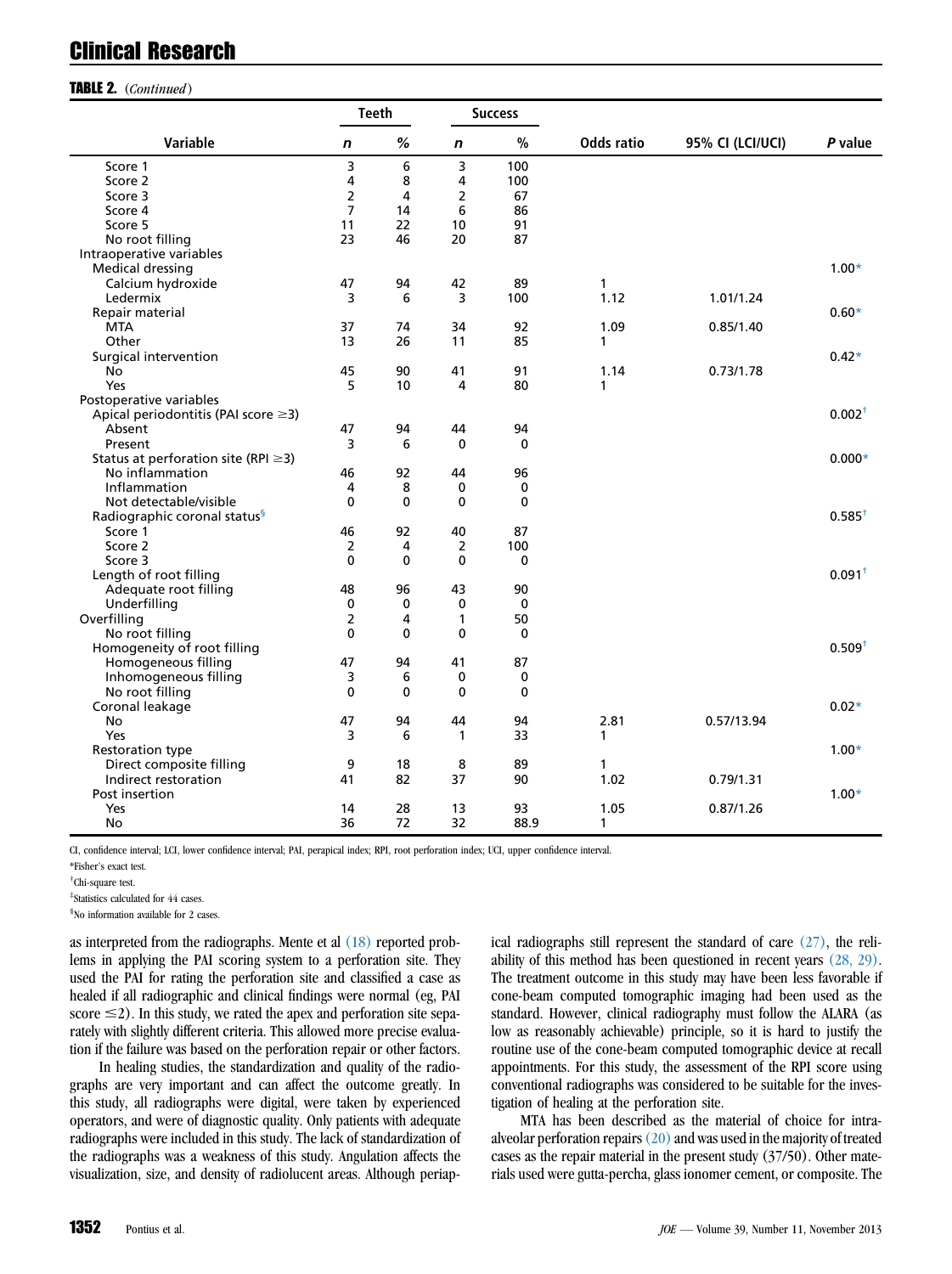**TABLE 2.** (*Continued*)

| Variable | Teeth n | Teeth % | Success n | Success % | Odds ratio | 95% CI (LCI/UCI) | P value |
|---|---|---|---|---|---|---|---|
| Score 1 | 3 | 6 | 3 | 100 | | | |
| Score 2 | 4 | 8 | 4 | 100 | | | |
| Score 3 | 2 | 4 | 2 | 67 | | | |
| Score 4 | 7 | 14 | 6 | 86 | | | |
| Score 5 | 11 | 22 | 10 | 91 | | | |
| No root filling | 23 | 46 | 20 | 87 | | | |
| Intraoperative variables | | | | | | | |
| Medical dressing | | | | | | | 1.00* |
| Calcium hydroxide | 47 | 94 | 42 | 89 | 1 | | |
| Ledermix | 3 | 6 | 3 | 100 | 1.12 | 1.01/1.24 | |
| Repair material | | | | | | | 0.60* |
| MTA | 37 | 74 | 34 | 92 | 1.09 | 0.85/1.40 | |
| Other | 13 | 26 | 11 | 85 | 1 | | |
| Surgical intervention | | | | | | | 0.42* |
| No | 45 | 90 | 41 | 91 | 1.14 | 0.73/1.78 | |
| Yes | 5 | 10 | 4 | 80 | 1 | | |
| Postoperative variables | | | | | | | |
| Apical periodontitis (PAI score ≥3) | | | | | | | 0.002† |
| Absent | 47 | 94 | 44 | 94 | | | |
| Present | 3 | 6 | 0 | 0 | | | |
| Status at perforation site (RPI ≥3) | | | | | | | 0.000* |
| No inflammation | 46 | 92 | 44 | 96 | | | |
| Inflammation | 4 | 8 | 0 | 0 | | | |
| Not detectable/visible | 0 | 0 | 0 | 0 | | | |
| Radiographic coronal status§ | | | | | | | 0.585† |
| Score 1 | 46 | 92 | 40 | 87 | | | |
| Score 2 | 2 | 4 | 2 | 100 | | | |
| Score 3 | 0 | 0 | 0 | 0 | | | |
| Length of root filling | | | | | | | 0.091† |
| Adequate root filling | 48 | 96 | 43 | 90 | | | |
| Underfilling | 0 | 0 | 0 | 0 | | | |
| Overfilling | 2 | 4 | 1 | 50 | | | |
| No root filling | 0 | 0 | 0 | 0 | | | |
| Homogeneity of root filling | | | | | | | 0.509† |
| Homogeneous filling | 47 | 94 | 41 | 87 | | | |
| Inhomogeneous filling | 3 | 6 | 0 | 0 | | | |
| No root filling | 0 | 0 | 0 | 0 | | | |
| Coronal leakage | | | | | | | 0.02* |
| No | 47 | 94 | 44 | 94 | 2.81 | 0.57/13.94 | |
| Yes | 3 | 6 | 1 | 33 | 1 | | |
| Restoration type | | | | | | | 1.00* |
| Direct composite filling | 9 | 18 | 8 | 89 | 1 | | |
| Indirect restoration | 41 | 82 | 37 | 90 | 1.02 | 0.79/1.31 | |
| Post insertion | | | | | | | 1.00* |
| Yes | 14 | 28 | 13 | 93 | 1.05 | 0.87/1.26 | |
| No | 36 | 72 | 32 | 88.9 | 1 | | |

CI, confidence interval; LCI, lower confidence interval; PAI, perapical index; RPI, root perforation index; UCI, upper confidence interval.

*Fisher's exact test.

†Chi-square test.

‡Statistics calculated for 44 cases.

§No information available for 2 cases.

as interpreted from the radiographs. Mente et al (18) reported problems in applying the PAI scoring system to a perforation site. They used the PAI for rating the perforation site and classified a case as healed if all radiographic and clinical findings were normal (eg, PAI score ≤2). In this study, we rated the apex and perforation site separately with slightly different criteria. This allowed more precise evaluation if the failure was based on the perforation repair or other factors.

In healing studies, the standardization and quality of the radiographs are very important and can affect the outcome greatly. In this study, all radiographs were digital, were taken by experienced operators, and were of diagnostic quality. Only patients with adequate radiographs were included in this study. The lack of standardization of the radiographs was a weakness of this study. Angulation affects the visualization, size, and density of radiolucent areas. Although periapical radiographs still represent the standard of care (27), the reliability of this method has been questioned in recent years (28, 29). The treatment outcome in this study may have been less favorable if cone-beam computed tomographic imaging had been used as the standard. However, clinical radiography must follow the ALARA (as low as reasonably achievable) principle, so it is hard to justify the routine use of the cone-beam computed tomographic device at recall appointments. For this study, the assessment of the RPI score using conventional radiographs was considered to be suitable for the investigation of healing at the perforation site.

MTA has been described as the material of choice for intra-alveolar perforation repairs (20) and was used in the majority of treated cases as the repair material in the present study (37/50). Other materials used were gutta-percha, glass ionomer cement, or composite. The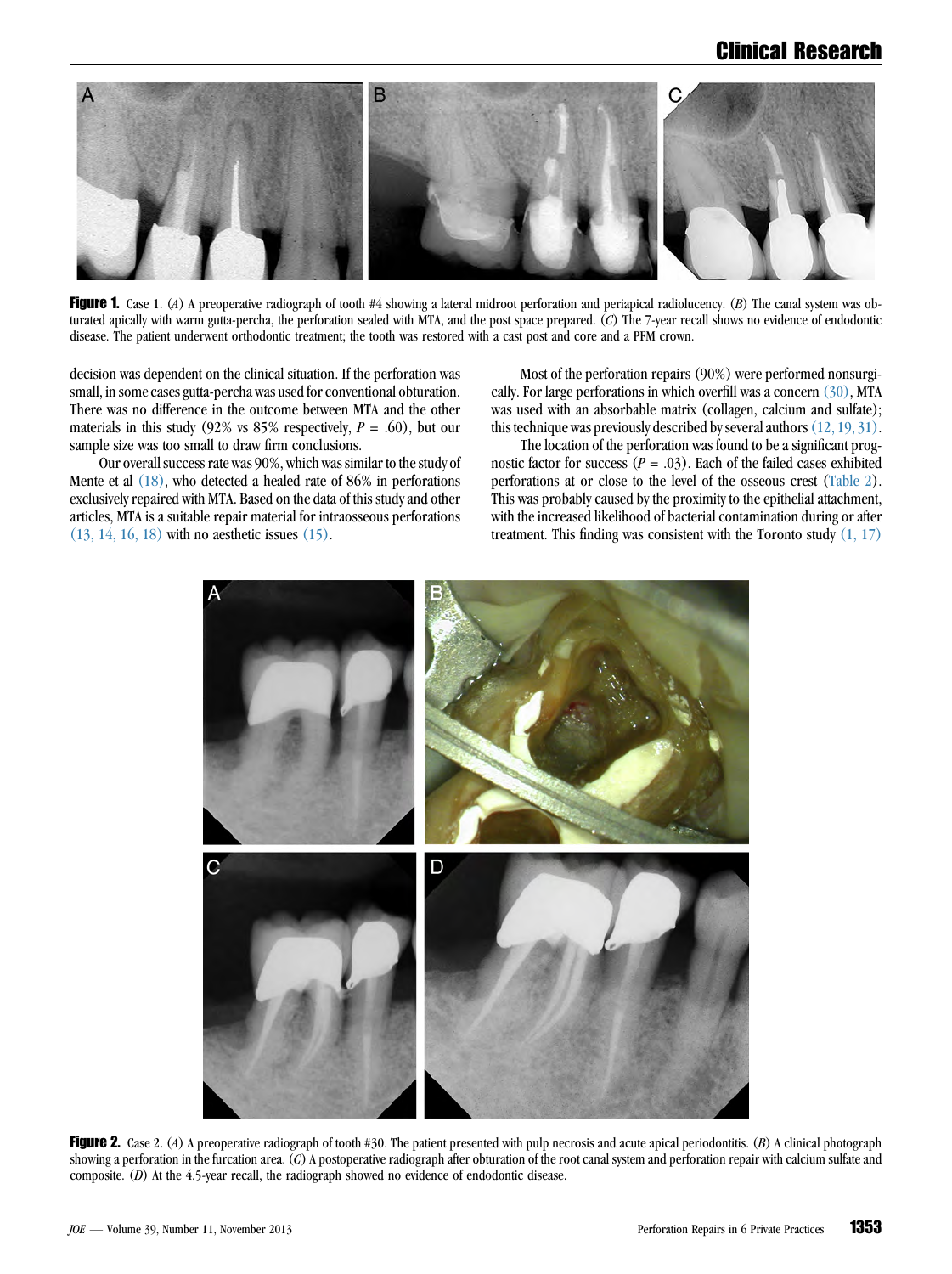**Figure 1.** Case 1. (*A*) A preoperative radiograph of tooth #4 showing a lateral midroot perforation and periapical radiolucency. (*B*) The canal system was obturated apically with warm gutta-percha, the perforation sealed with MTA, and the post space prepared. (*C*) The 7-year recall shows no evidence of endodontic disease. The patient underwent orthodontic treatment; the tooth was restored with a cast post and core and a PFM crown.

decision was dependent on the clinical situation. If the perforation was small, in some cases gutta-percha was used for conventional obturation. There was no difference in the outcome between MTA and the other materials in this study (92% vs 85% respectively, $P = .60$), but our sample size was too small to draw firm conclusions.

Our overall success rate was 90%, which was similar to the study of Mente et al (18), who detected a healed rate of 86% in perforations exclusively repaired with MTA. Based on the data of this study and other articles, MTA is a suitable repair material for intraosseous perforations (13, 14, 16, 18) with no aesthetic issues (15).

Most of the perforation repairs (90%) were performed nonsurgically. For large perforations in which overfill was a concern (30), MTA was used with an absorbable matrix (collagen, calcium and sulfate); this technique was previously described by several authors (12, 19, 31).

The location of the perforation was found to be a significant prognostic factor for success ($P = .03$). Each of the failed cases exhibited perforations at or close to the level of the osseous crest (Table 2). This was probably caused by the proximity to the epithelial attachment, with the increased likelihood of bacterial contamination during or after treatment. This finding was consistent with the Toronto study (1, 17)

**Figure 2.** Case 2. (*A*) A preoperative radiograph of tooth #30. The patient presented with pulp necrosis and acute apical periodontitis. (*B*) A clinical photograph showing a perforation in the furcation area. (*C*) A postoperative radiograph after obturation of the root canal system and perforation repair with calcium sulfate and composite. (*D*) At the 4.5-year recall, the radiograph showed no evidence of endodontic disease.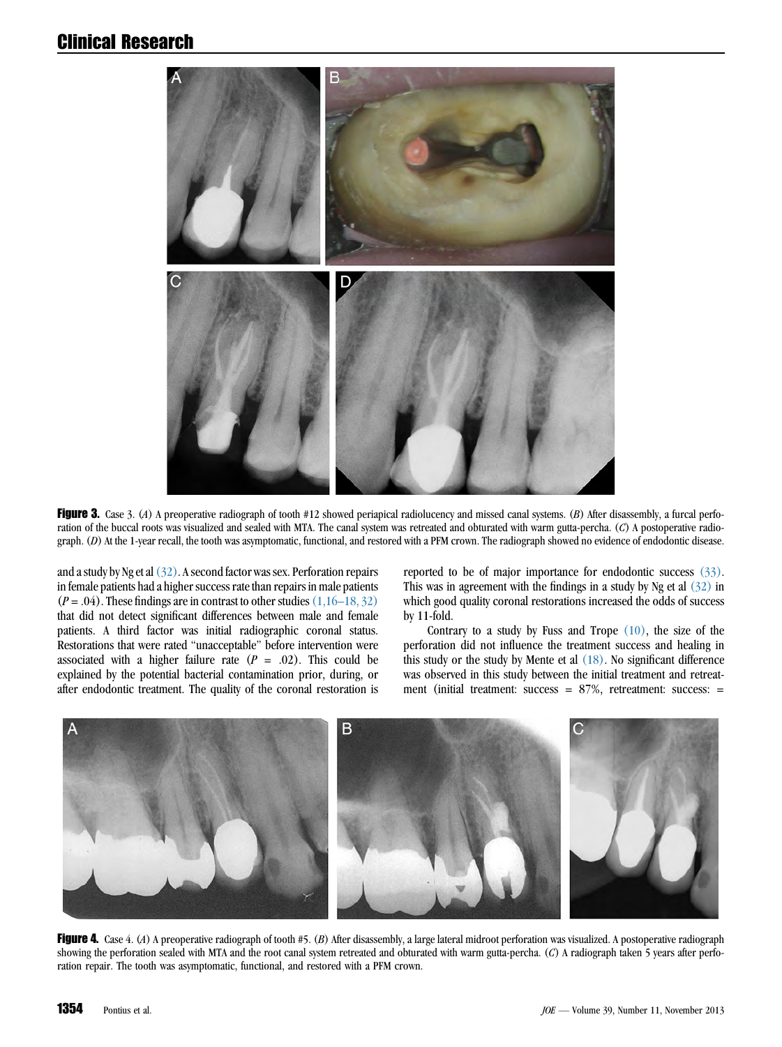**Figure 3.** Case 3. (*A*) A preoperative radiograph of tooth #12 showed periapical radiolucency and missed canal systems. (*B*) After disassembly, a furcal perforation of the buccal roots was visualized and sealed with MTA. The canal system was retreated and obturated with warm gutta-percha. (*C*) A postoperative radiograph. (*D*) At the 1-year recall, the tooth was asymptomatic, functional, and restored with a PFM crown. The radiograph showed no evidence of endodontic disease.

and a study by Ng et al (32). A second factor was sex. Perforation repairs in female patients had a higher success rate than repairs in male patients ($P = .04$). These findings are in contrast to other studies (1,16–18, 32) that did not detect significant differences between male and female patients. A third factor was initial radiographic coronal status. Restorations that were rated "unacceptable" before intervention were associated with a higher failure rate ($P = .02$). This could be explained by the potential bacterial contamination prior, during, or after endodontic treatment. The quality of the coronal restoration is reported to be of major importance for endodontic success (33). This was in agreement with the findings in a study by Ng et al (32) in which good quality coronal restorations increased the odds of success by 11-fold.

Contrary to a study by Fuss and Trope (10), the size of the perforation did not influence the treatment success and healing in this study or the study by Mente et al (18). No significant difference was observed in this study between the initial treatment and retreatment (initial treatment: success = 87%, retreatment: success: =

**Figure 4.** Case 4. (*A*) A preoperative radiograph of tooth #5. (*B*) After disassembly, a large lateral midroot perforation was visualized. A postoperative radiograph showing the perforation sealed with MTA and the root canal system retreated and obturated with warm gutta-percha. (*C*) A radiograph taken 5 years after perforation repair. The tooth was asymptomatic, functional, and restored with a PFM crown.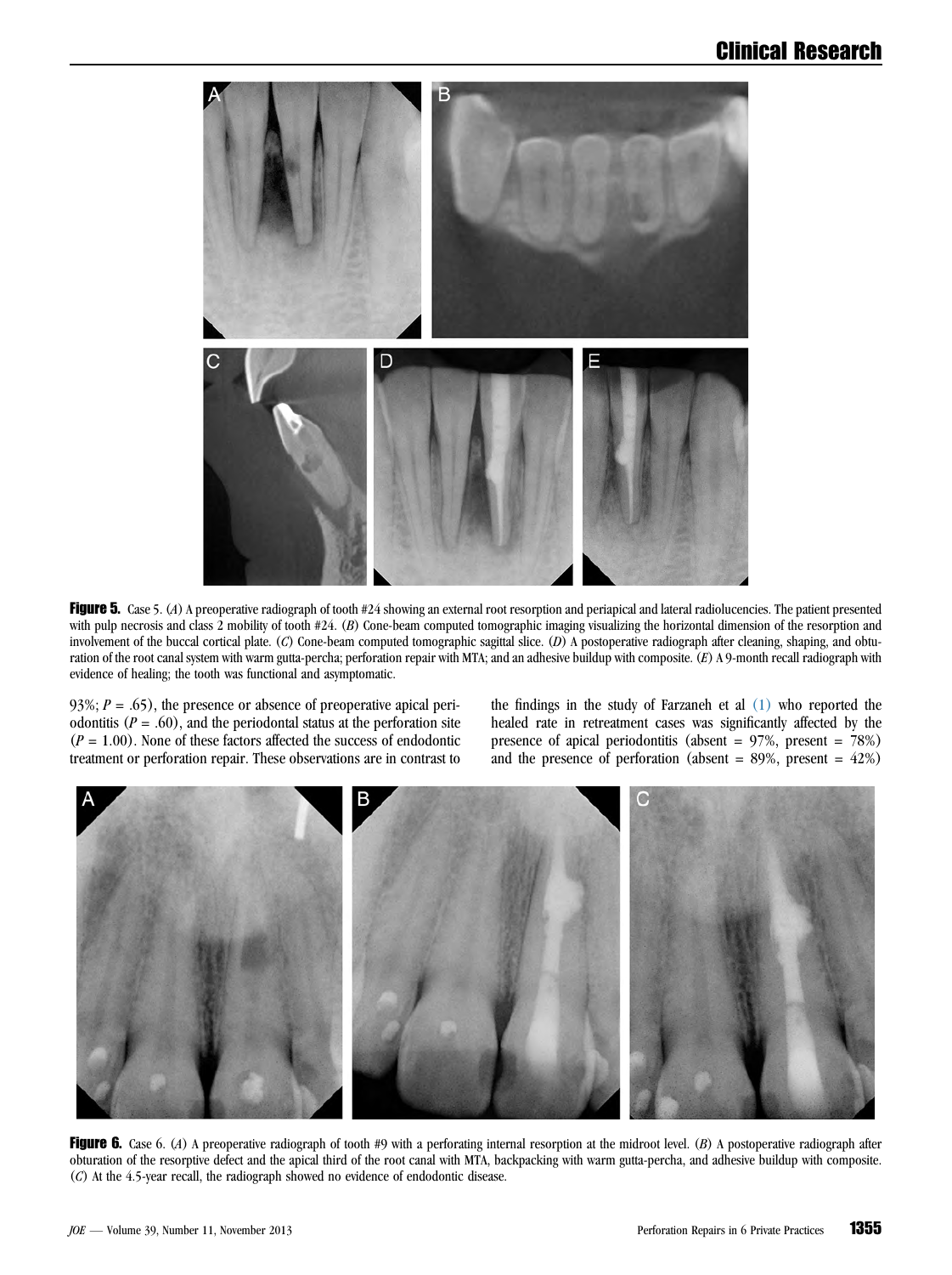**Figure 5.** Case 5. (*A*) A preoperative radiograph of tooth #24 showing an external root resorption and periapical and lateral radiolucencies. The patient presented with pulp necrosis and class 2 mobility of tooth #24. (*B*) Cone-beam computed tomographic imaging visualizing the horizontal dimension of the resorption and involvement of the buccal cortical plate. (*C*) Cone-beam computed tomographic sagittal slice. (*D*) A postoperative radiograph after cleaning, shaping, and obturation of the root canal system with warm gutta-percha; perforation repair with MTA; and an adhesive buildup with composite. (*E*) A 9-month recall radiograph with evidence of healing; the tooth was functional and asymptomatic.

93%; $P = .65$), the presence or absence of preoperative apical periodontitis ($P = .60$), and the periodontal status at the perforation site ($P = 1.00$). None of these factors affected the success of endodontic treatment or perforation repair. These observations are in contrast to the findings in the study of Farzaneh et al (1) who reported the healed rate in retreatment cases was significantly affected by the presence of apical periodontitis (absent = 97%, present = 78%) and the presence of perforation (absent = 89%, present = 42%)

**Figure 6.** Case 6. (*A*) A preoperative radiograph of tooth #9 with a perforating internal resorption at the midroot level. (*B*) A postoperative radiograph after obturation of the resorptive defect and the apical third of the root canal with MTA, backpacking with warm gutta-percha, and adhesive buildup with composite. (*C*) At the 4.5-year recall, the radiograph showed no evidence of endodontic disease.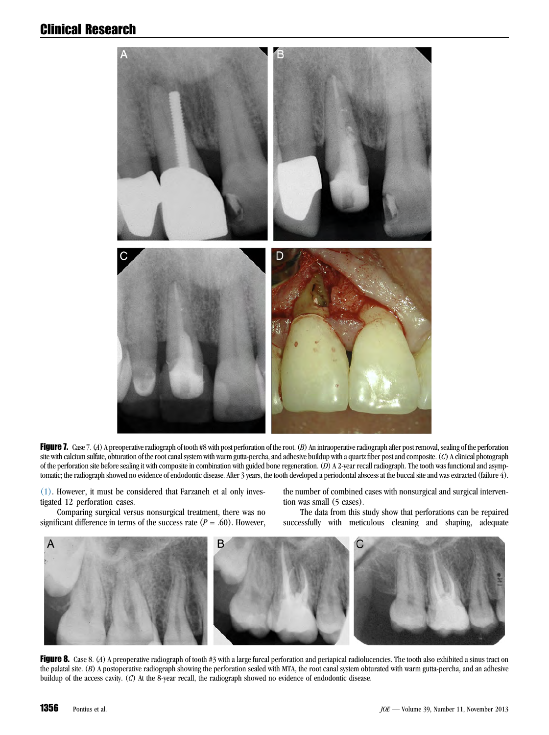**Figure 7.** Case 7. (*A*) A preoperative radiograph of tooth #8 with post perforation of the root. (*B*) An intraoperative radiograph after post removal, sealing of the perforation site with calcium sulfate, obturation of the root canal system with warm gutta-percha, and adhesive buildup with a quartz fiber post and composite. (*C*) A clinical photograph of the perforation site before sealing it with composite in combination with guided bone regeneration. (*D*) A 2-year recall radiograph. The tooth was functional and asymptomatic; the radiograph showed no evidence of endodontic disease. After 3 years, the tooth developed a periodontal abscess at the buccal site and was extracted (failure 4).

(1). However, it must be considered that Farzaneh et al only investigated 12 perforation cases.

Comparing surgical versus nonsurgical treatment, there was no significant difference in terms of the success rate ($P = .60$). However, the number of combined cases with nonsurgical and surgical intervention was small (5 cases).

The data from this study show that perforations can be repaired successfully with meticulous cleaning and shaping, adequate

**Figure 8.** Case 8. (*A*) A preoperative radiograph of tooth #3 with a large furcal perforation and periapical radiolucencies. The tooth also exhibited a sinus tract on the palatal site. (*B*) A postoperative radiograph showing the perforation sealed with MTA, the root canal system obturated with warm gutta-percha, and an adhesive buildup of the access cavity. (*C*) At the 8-year recall, the radiograph showed no evidence of endodontic disease.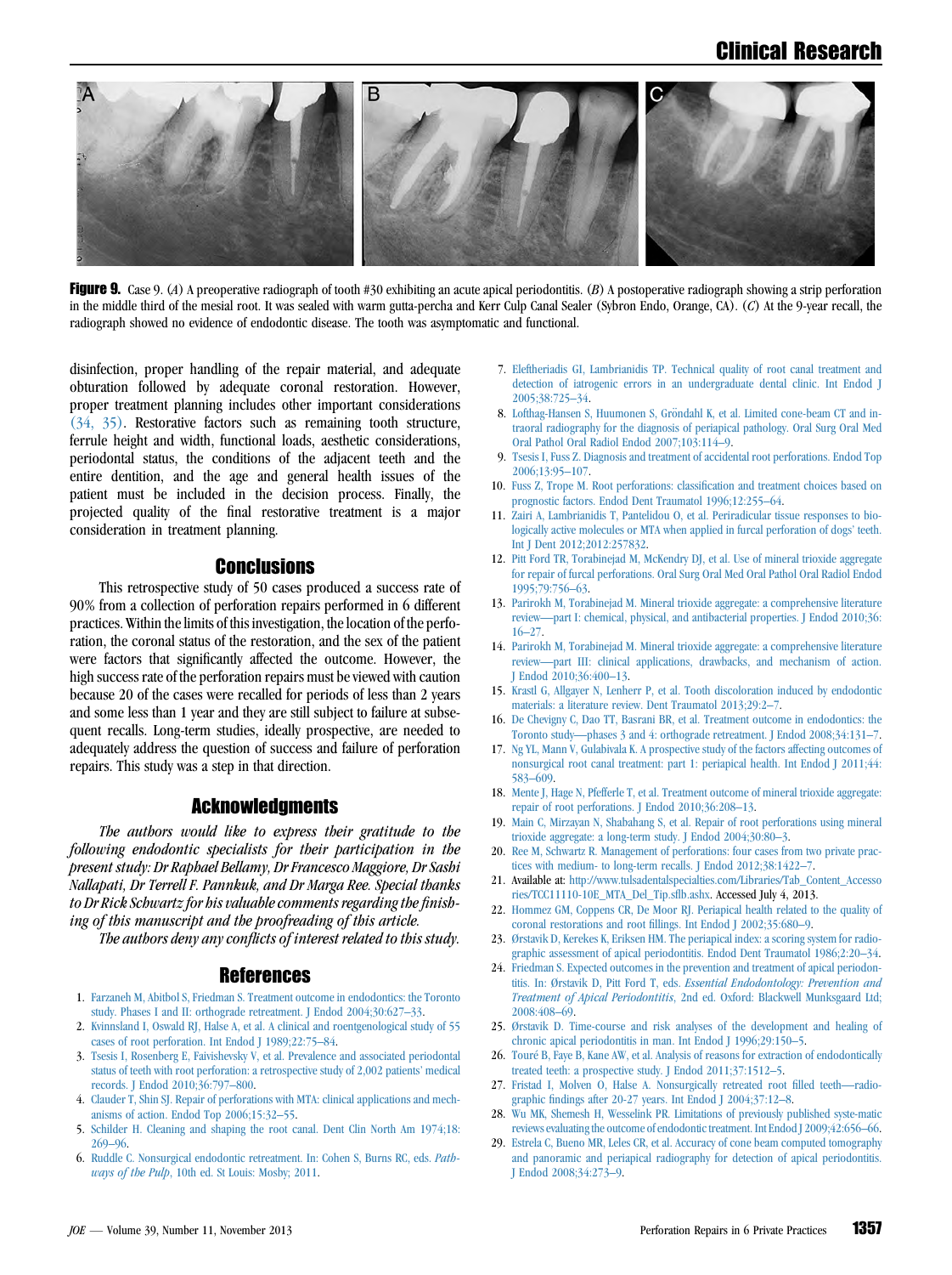**Figure 9.** Case 9. (*A*) A preoperative radiograph of tooth #30 exhibiting an acute apical periodontitis. (*B*) A postoperative radiograph showing a strip perforation in the middle third of the mesial root. It was sealed with warm gutta-percha and Kerr Culp Canal Sealer (Sybron Endo, Orange, CA). (*C*) At the 9-year recall, the radiograph showed no evidence of endodontic disease. The tooth was asymptomatic and functional.

disinfection, proper handling of the repair material, and adequate obturation followed by adequate coronal restoration. However, proper treatment planning includes other important considerations (34, 35). Restorative factors such as remaining tooth structure, ferrule height and width, functional loads, aesthetic considerations, periodontal status, the conditions of the adjacent teeth and the entire dentition, and the age and general health issues of the patient must be included in the decision process. Finally, the projected quality of the final restorative treatment is a major consideration in treatment planning.

## Conclusions

This retrospective study of 50 cases produced a success rate of 90% from a collection of perforation repairs performed in 6 different practices. Within the limits of this investigation, the location of the perforation, the coronal status of the restoration, and the sex of the patient were factors that significantly affected the outcome. However, the high success rate of the perforation repairs must be viewed with caution because 20 of the cases were recalled for periods of less than 2 years and some less than 1 year and they are still subject to failure at subsequent recalls. Long-term studies, ideally prospective, are needed to adequately address the question of success and failure of perforation repairs. This study was a step in that direction.

## Acknowledgments

*The authors would like to express their gratitude to the following endodontic specialists for their participation in the present study: Dr Raphael Bellamy, Dr Francesco Maggiore, Dr Sashi Nallapati, Dr Terrell F. Pannkuk, and Dr Marga Ree. Special thanks to Dr Rick Schwartz for his valuable comments regarding the finishing of this manuscript and the proofreading of this article.*

*The authors deny any conflicts of interest related to this study.*

## References

1. Farzaneh M, Abitbol S, Friedman S. Treatment outcome in endodontics: the Toronto study. Phases I and II: orthograde retreatment. J Endod 2004;30:627–33.
2. Kvinnsland I, Oswald RJ, Halse A, et al. A clinical and roentgenological study of 55 cases of root perforation. Int Endod J 1989;22:75–84.
3. Tsesis I, Rosenberg E, Faivishevsky V, et al. Prevalence and associated periodontal status of teeth with root perforation: a retrospective study of 2,002 patients' medical records. J Endod 2010;36:797–800.
4. Clauder T, Shin SJ. Repair of perforations with MTA: clinical applications and mechanisms of action. Endod Top 2006;15:32–55.
5. Schilder H. Cleaning and shaping the root canal. Dent Clin North Am 1974;18:269–96.
6. Ruddle C. Nonsurgical endodontic retreatment. In: Cohen S, Burns RC, eds. *Pathways of the Pulp*, 10th ed. St Louis: Mosby; 2011.
7. Eleftheriadis GI, Lambrianidis TP. Technical quality of root canal treatment and detection of iatrogenic errors in an undergraduate dental clinic. Int Endod J 2005;38:725–34.
8. Lofthag-Hansen S, Huumonen S, Gröndahl K, et al. Limited cone-beam CT and intraoral radiography for the diagnosis of periapical pathology. Oral Surg Oral Med Oral Pathol Oral Radiol Endod 2007;103:114–9.
9. Tsesis I, Fuss Z. Diagnosis and treatment of accidental root perforations. Endod Top 2006;13:95–107.
10. Fuss Z, Trope M. Root perforations: classification and treatment choices based on prognostic factors. Endod Dent Traumatol 1996;12:255–64.
11. Zairi A, Lambrianidis T, Pantelidou O, et al. Periradicular tissue responses to biologically active molecules or MTA when applied in furcal perforation of dogs' teeth. Int J Dent 2012;2012:257832.
12. Pitt Ford TR, Torabinejad M, McKendry DJ, et al. Use of mineral trioxide aggregate for repair of furcal perforations. Oral Surg Oral Med Oral Pathol Oral Radiol Endod 1995;79:756–63.
13. Parirokh M, Torabinejad M. Mineral trioxide aggregate: a comprehensive literature review—part I: chemical, physical, and antibacterial properties. J Endod 2010;36:16–27.
14. Parirokh M, Torabinejad M. Mineral trioxide aggregate: a comprehensive literature review—part III: clinical applications, drawbacks, and mechanism of action. J Endod 2010;36:400–13.
15. Krastl G, Allgayer N, Lenherr P, et al. Tooth discoloration induced by endodontic materials: a literature review. Dent Traumatol 2013;29:2–7.
16. De Chevigny C, Dao TT, Basrani BR, et al. Treatment outcome in endodontics: the Toronto study—phases 3 and 4: orthograde retreatment. J Endod 2008;34:131–7.
17. Ng YL, Mann V, Gulabivala K. A prospective study of the factors affecting outcomes of nonsurgical root canal treatment: part 1: periapical health. Int Endod J 2011;44:583–609.
18. Mente J, Hage N, Pfefferle T, et al. Treatment outcome of mineral trioxide aggregate: repair of root perforations. J Endod 2010;36:208–13.
19. Main C, Mirzayan N, Shabahang S, et al. Repair of root perforations using mineral trioxide aggregate: a long-term study. J Endod 2004;30:80–3.
20. Ree M, Schwartz R. Management of perforations: four cases from two private practices with medium- to long-term recalls. J Endod 2012;38:1422–7.
21. Available at: http://www.tulsadentalspecialties.com/Libraries/Tab_Content_Accessories/TCC11110-10E_MTA_Del_Tip.sflb.ashx. Accessed July 4, 2013.
22. Hommez GM, Coppens CR, De Moor RJ. Periapical health related to the quality of coronal restorations and root fillings. Int Endod J 2002;35:680–9.
23. Ørstavik D, Kerekes K, Eriksen HM. The periapical index: a scoring system for radiographic assessment of apical periodontitis. Endod Dent Traumatol 1986;2:20–34.
24. Friedman S. Expected outcomes in the prevention and treatment of apical periodontitis. In: Ørstavik D, Pitt Ford T, eds. *Essential Endodontology: Prevention and Treatment of Apical Periodontitis*, 2nd ed. Oxford: Blackwell Munksgaard Ltd; 2008:408–69.
25. Ørstavik D. Time-course and risk analyses of the development and healing of chronic apical periodontitis in man. Int Endod J 1996;29:150–5.
26. Touré B, Faye B, Kane AW, et al. Analysis of reasons for extraction of endodontically treated teeth: a prospective study. J Endod 2011;37:1512–5.
27. Fristad I, Molven O, Halse A. Nonsurgically retreated root filled teeth—radiographic findings after 20-27 years. Int Endod J 2004;37:12–8.
28. Wu MK, Shemesh H, Wesselink PR. Limitations of previously published syste-matic reviews evaluating the outcome of endodontic treatment. Int Endod J 2009;42:656–66.
29. Estrela C, Bueno MR, Leles CR, et al. Accuracy of cone beam computed tomography and panoramic and periapical radiography for detection of apical periodontitis. J Endod 2008;34:273–9.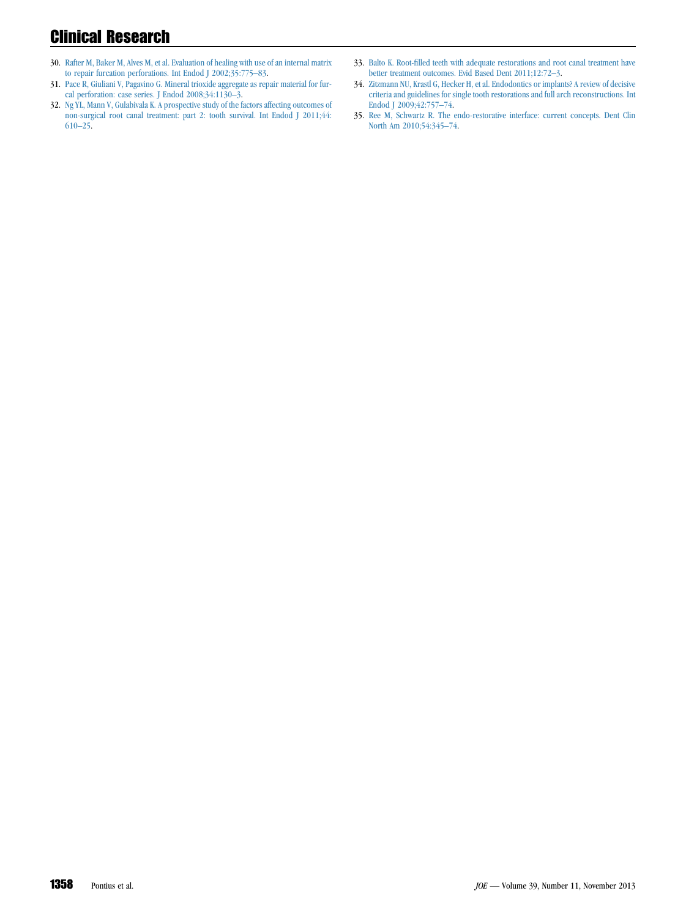30. Rafter M, Baker M, Alves M, et al. Evaluation of healing with use of an internal matrix to repair furcation perforations. Int Endod J 2002;35:775–83.
31. Pace R, Giuliani V, Pagavino G. Mineral trioxide aggregate as repair material for furcal perforation: case series. J Endod 2008;34:1130–3.
32. Ng YL, Mann V, Gulabivala K. A prospective study of the factors affecting outcomes of non-surgical root canal treatment: part 2: tooth survival. Int Endod J 2011;44:610–25.
33. Balto K. Root-filled teeth with adequate restorations and root canal treatment have better treatment outcomes. Evid Based Dent 2011;12:72–3.
34. Zitzmann NU, Krastl G, Hecker H, et al. Endodontics or implants? A review of decisive criteria and guidelines for single tooth restorations and full arch reconstructions. Int Endod J 2009;42:757–74.
35. Ree M, Schwartz R. The endo-restorative interface: current concepts. Dent Clin North Am 2010;54:345–74.